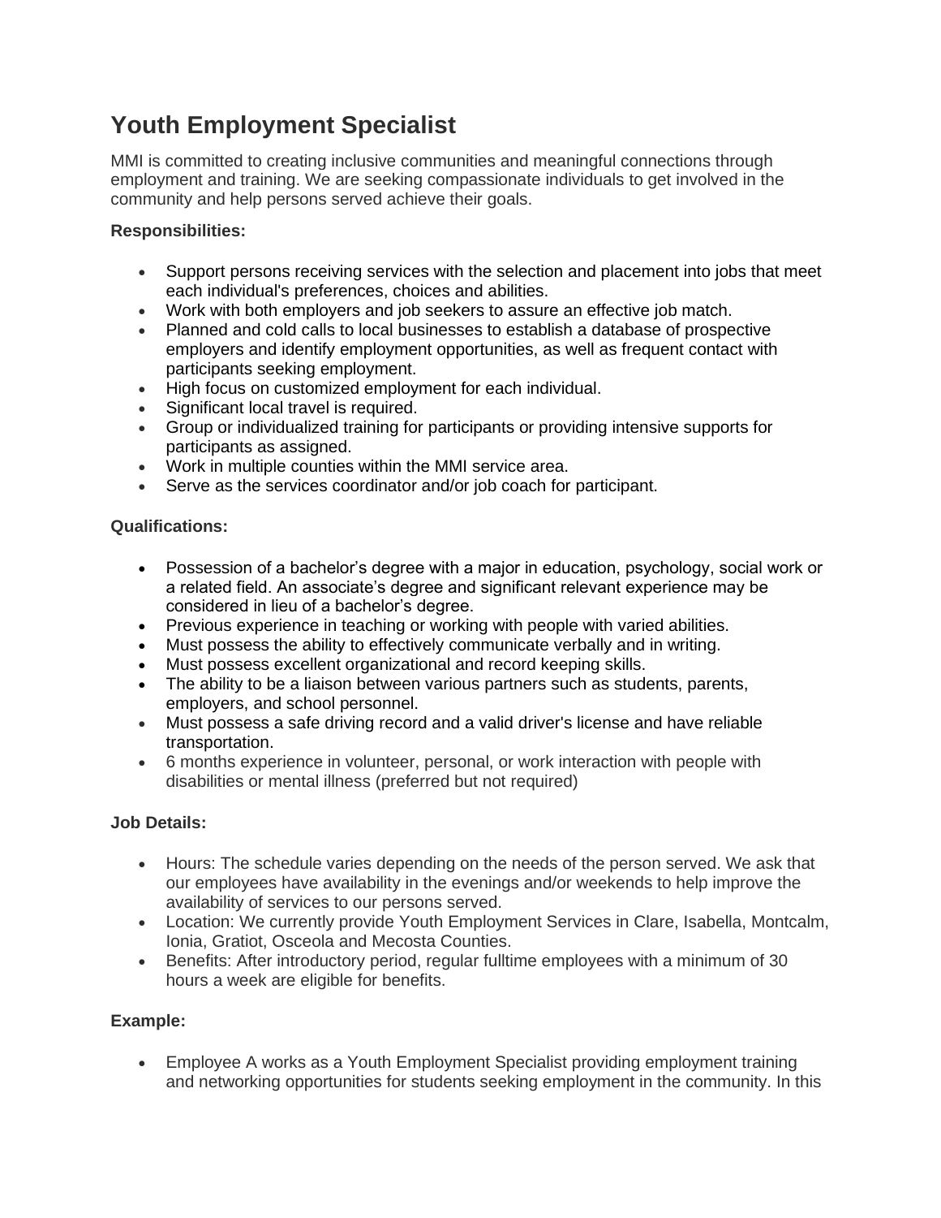# Youth Employment Specialist

MMI is committed to creating inclusive communities and meaningful connections through employment and training. We are seeking compassionate individuals to get involved in the community and help persons served achieve their goals.

**Responsibilities:**

- Support persons receiving services with the selection and placement into jobs that meet each individual's preferences, choices and abilities.
- Work with both employers and job seekers to assure an effective job match.
- Planned and cold calls to local businesses to establish a database of prospective employers and identify employment opportunities, as well as frequent contact with participants seeking employment.
- High focus on customized employment for each individual.
- Significant local travel is required.
- Group or individualized training for participants or providing intensive supports for participants as assigned.
- Work in multiple counties within the MMI service area.
- Serve as the services coordinator and/or job coach for participant.

**Qualifications:**

- Possession of a bachelor's degree with a major in education, psychology, social work or a related field. An associate's degree and significant relevant experience may be considered in lieu of a bachelor's degree.
- Previous experience in teaching or working with people with varied abilities.
- Must possess the ability to effectively communicate verbally and in writing.
- Must possess excellent organizational and record keeping skills.
- The ability to be a liaison between various partners such as students, parents, employers, and school personnel.
- Must possess a safe driving record and a valid driver's license and have reliable transportation.
- 6 months experience in volunteer, personal, or work interaction with people with disabilities or mental illness (preferred but not required)

**Job Details:**

- Hours: The schedule varies depending on the needs of the person served. We ask that our employees have availability in the evenings and/or weekends to help improve the availability of services to our persons served.
- Location: We currently provide Youth Employment Services in Clare, Isabella, Montcalm, Ionia, Gratiot, Osceola and Mecosta Counties.
- Benefits: After introductory period, regular fulltime employees with a minimum of 30 hours a week are eligible for benefits.

**Example:**

- Employee A works as a Youth Employment Specialist providing employment training and networking opportunities for students seeking employment in the community. In this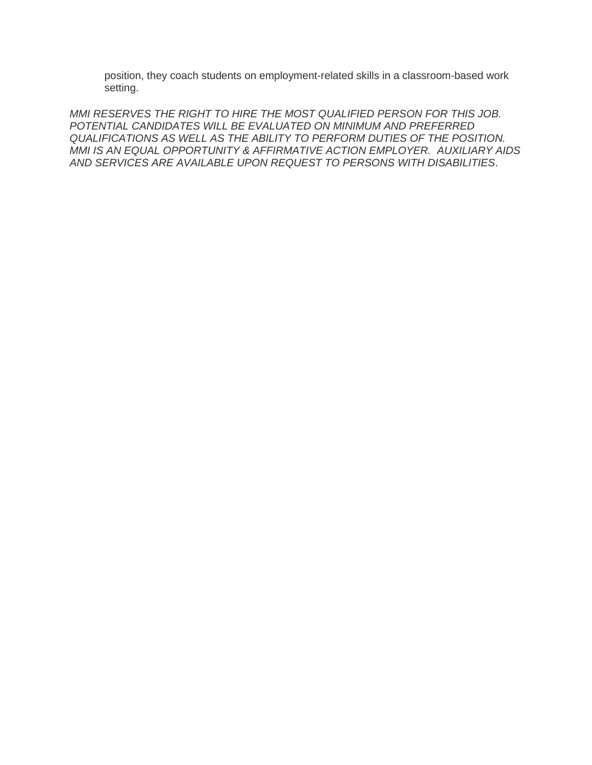position, they coach students on employment-related skills in a classroom-based work setting.

*MMI RESERVES THE RIGHT TO HIRE THE MOST QUALIFIED PERSON FOR THIS JOB. POTENTIAL CANDIDATES WILL BE EVALUATED ON MINIMUM AND PREFERRED QUALIFICATIONS AS WELL AS THE ABILITY TO PERFORM DUTIES OF THE POSITION. MMI IS AN EQUAL OPPORTUNITY & AFFIRMATIVE ACTION EMPLOYER. AUXILIARY AIDS AND SERVICES ARE AVAILABLE UPON REQUEST TO PERSONS WITH DISABILITIES*.